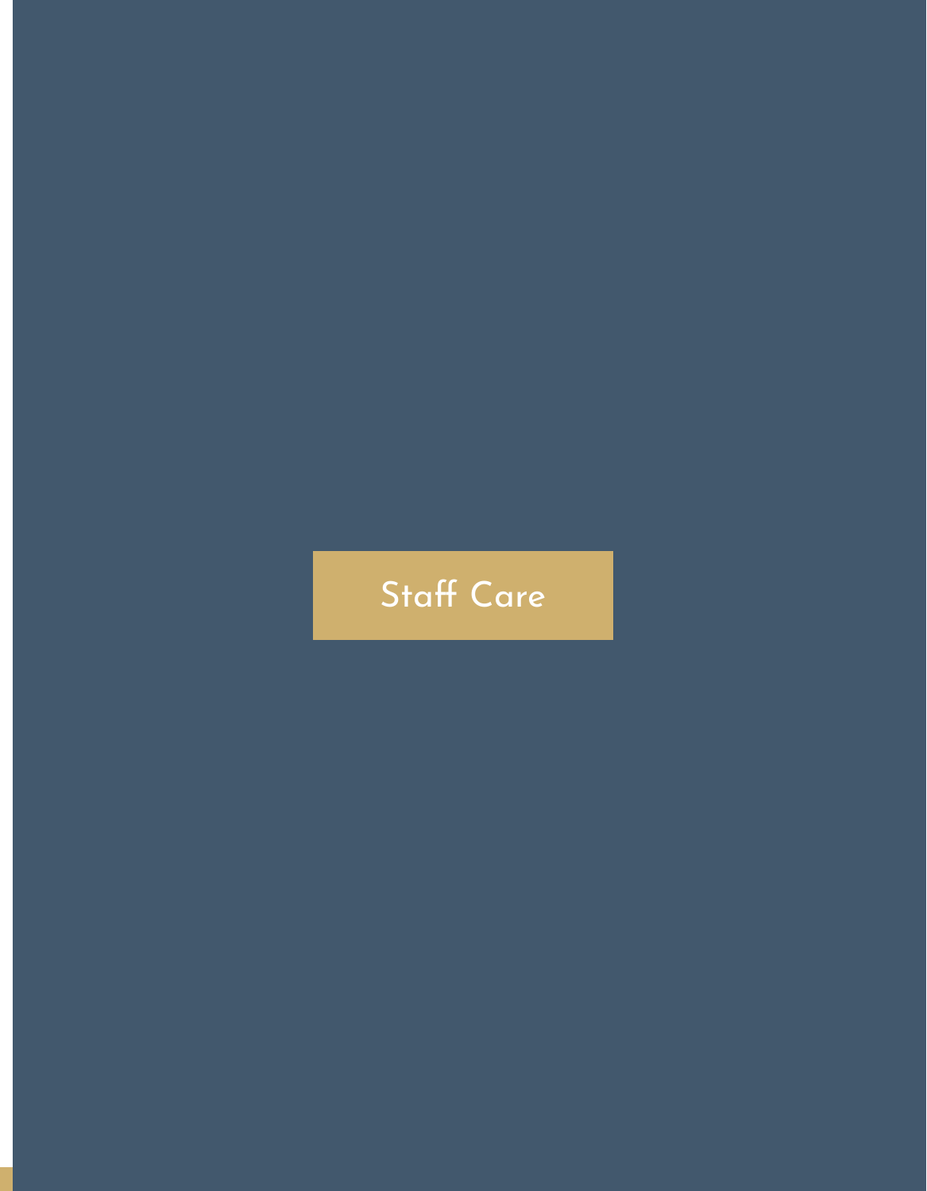# Staff Care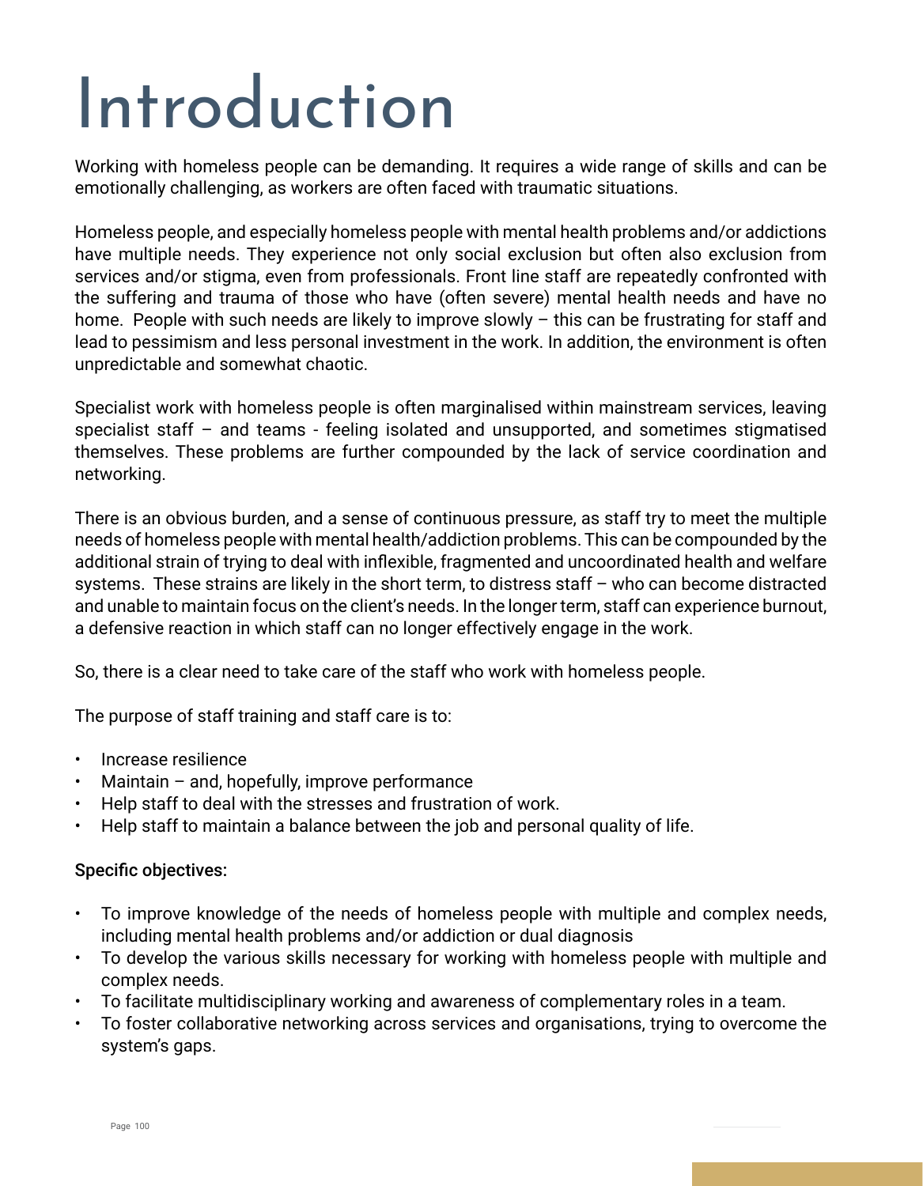# Introduction

Working with homeless people can be demanding. It requires a wide range of skills and can be emotionally challenging, as workers are often faced with traumatic situations.

Homeless people, and especially homeless people with mental health problems and/or addictions have multiple needs. They experience not only social exclusion but often also exclusion from services and/or stigma, even from professionals. Front line staff are repeatedly confronted with the suffering and trauma of those who have (often severe) mental health needs and have no home. People with such needs are likely to improve slowly – this can be frustrating for staff and lead to pessimism and less personal investment in the work. In addition, the environment is often unpredictable and somewhat chaotic.

Specialist work with homeless people is often marginalised within mainstream services, leaving specialist staff – and teams - feeling isolated and unsupported, and sometimes stigmatised themselves. These problems are further compounded by the lack of service coordination and networking.

There is an obvious burden, and a sense of continuous pressure, as staff try to meet the multiple needs of homeless people with mental health/addiction problems. This can be compounded by the additional strain of trying to deal with inflexible, fragmented and uncoordinated health and welfare systems. These strains are likely in the short term, to distress staff – who can become distracted and unable to maintain focus on the client's needs. In the longer term, staff can experience burnout, a defensive reaction in which staff can no longer effectively engage in the work.

So, there is a clear need to take care of the staff who work with homeless people.

The purpose of staff training and staff care is to:

- Increase resilience
- Maintain – and, hopefully, improve performance
- Help staff to deal with the stresses and frustration of work.
- Help staff to maintain a balance between the job and personal quality of life.

**Specific objectives:**

- To improve knowledge of the needs of homeless people with multiple and complex needs, including mental health problems and/or addiction or dual diagnosis
- To develop the various skills necessary for working with homeless people with multiple and complex needs.
- To facilitate multidisciplinary working and awareness of complementary roles in a team.
- To foster collaborative networking across services and organisations, trying to overcome the system's gaps.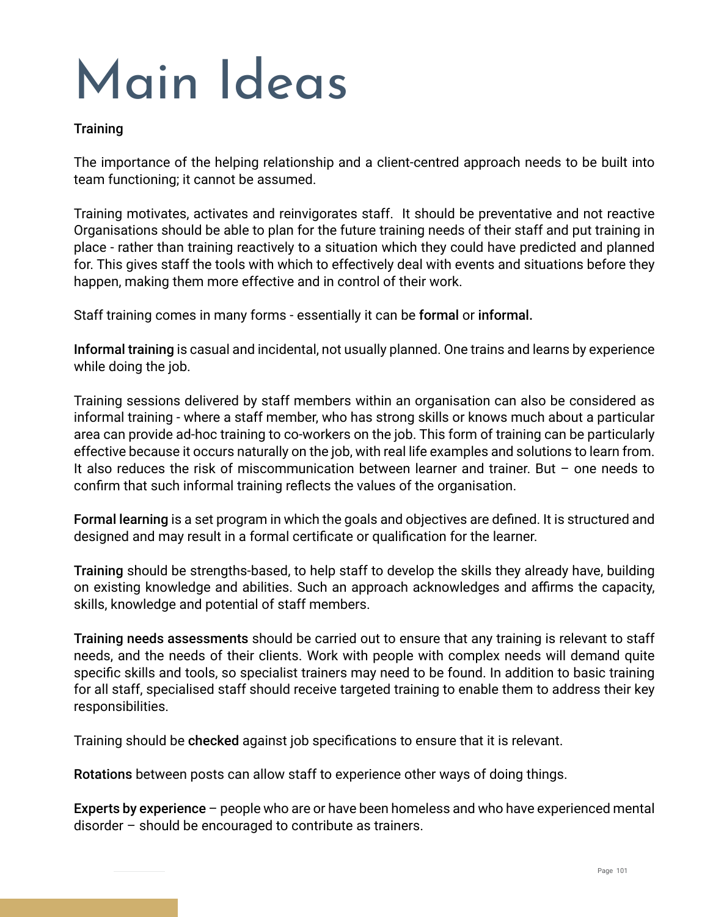# Main Ideas

**Training**

The importance of the helping relationship and a client-centred approach needs to be built into team functioning; it cannot be assumed.

Training motivates, activates and reinvigorates staff. It should be preventative and not reactive Organisations should be able to plan for the future training needs of their staff and put training in place - rather than training reactively to a situation which they could have predicted and planned for. This gives staff the tools with which to effectively deal with events and situations before they happen, making them more effective and in control of their work.

Staff training comes in many forms - essentially it can be **formal** or **informal.**

**Informal training** is casual and incidental, not usually planned. One trains and learns by experience while doing the job.

Training sessions delivered by staff members within an organisation can also be considered as informal training - where a staff member, who has strong skills or knows much about a particular area can provide ad-hoc training to co-workers on the job. This form of training can be particularly effective because it occurs naturally on the job, with real life examples and solutions to learn from. It also reduces the risk of miscommunication between learner and trainer. But – one needs to confirm that such informal training reflects the values of the organisation.

**Formal learning** is a set program in which the goals and objectives are defined. It is structured and designed and may result in a formal certificate or qualification for the learner.

**Training** should be strengths-based, to help staff to develop the skills they already have, building on existing knowledge and abilities. Such an approach acknowledges and affirms the capacity, skills, knowledge and potential of staff members.

**Training needs assessments** should be carried out to ensure that any training is relevant to staff needs, and the needs of their clients. Work with people with complex needs will demand quite specific skills and tools, so specialist trainers may need to be found. In addition to basic training for all staff, specialised staff should receive targeted training to enable them to address their key responsibilities.

Training should be **checked** against job specifications to ensure that it is relevant.

**Rotations** between posts can allow staff to experience other ways of doing things.

**Experts by experience** – people who are or have been homeless and who have experienced mental disorder – should be encouraged to contribute as trainers.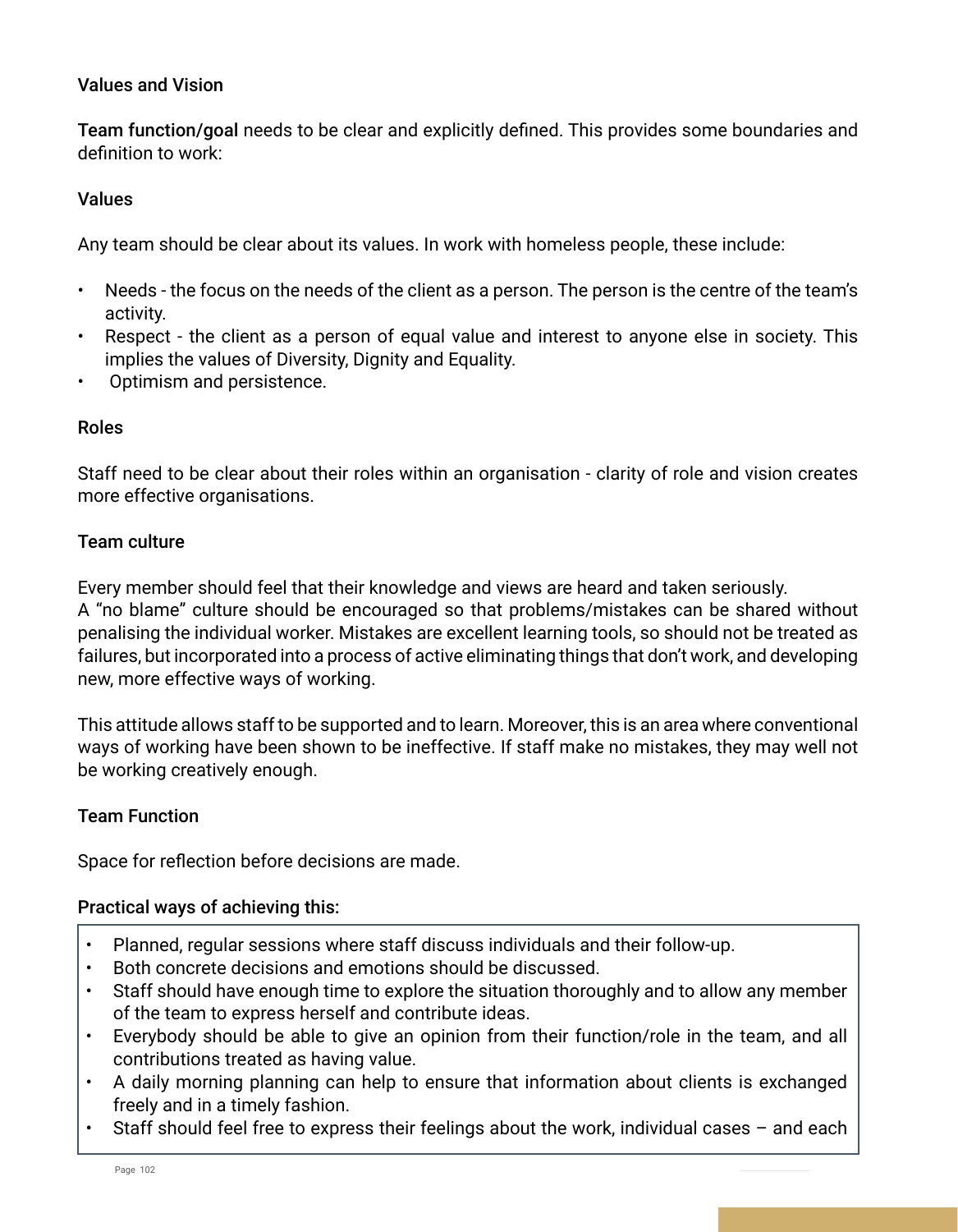### Values and Vision

**Team function/goal** needs to be clear and explicitly defined. This provides some boundaries and definition to work:

### Values

Any team should be clear about its values. In work with homeless people, these include:

- Needs - the focus on the needs of the client as a person. The person is the centre of the team's activity.
- Respect - the client as a person of equal value and interest to anyone else in society. This implies the values of Diversity, Dignity and Equality.
- Optimism and persistence.

### Roles

Staff need to be clear about their roles within an organisation - clarity of role and vision creates more effective organisations.

### Team culture

Every member should feel that their knowledge and views are heard and taken seriously.
A "no blame" culture should be encouraged so that problems/mistakes can be shared without penalising the individual worker. Mistakes are excellent learning tools, so should not be treated as failures, but incorporated into a process of active eliminating things that don't work, and developing new, more effective ways of working.

This attitude allows staff to be supported and to learn. Moreover, this is an area where conventional ways of working have been shown to be ineffective. If staff make no mistakes, they may well not be working creatively enough.

### Team Function

Space for reflection before decisions are made.

**Practical ways of achieving this:**

- Planned, regular sessions where staff discuss individuals and their follow-up.
- Both concrete decisions and emotions should be discussed.
- Staff should have enough time to explore the situation thoroughly and to allow any member of the team to express herself and contribute ideas.
- Everybody should be able to give an opinion from their function/role in the team, and all contributions treated as having value.
- A daily morning planning can help to ensure that information about clients is exchanged freely and in a timely fashion.
- Staff should feel free to express their feelings about the work, individual cases – and each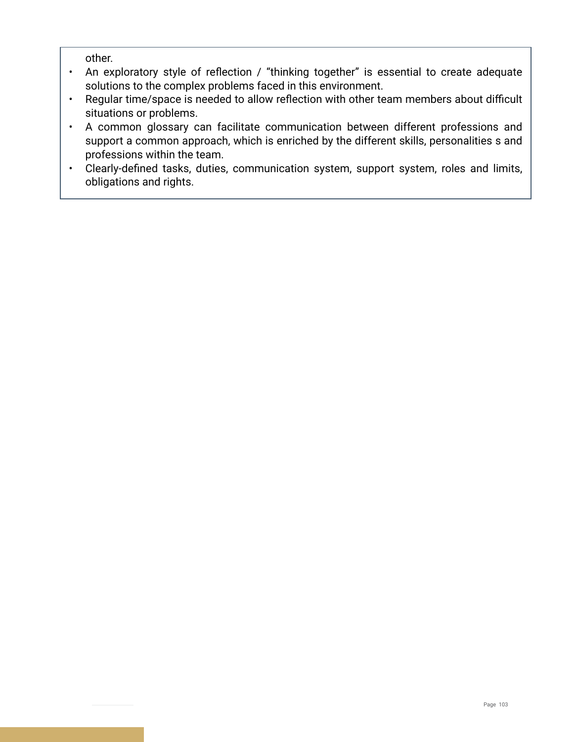other.

- An exploratory style of reflection / “thinking together” is essential to create adequate solutions to the complex problems faced in this environment.
- Regular time/space is needed to allow reflection with other team members about difficult situations or problems.
- A common glossary can facilitate communication between different professions and support a common approach, which is enriched by the different skills, personalities s and professions within the team.
- Clearly-defined tasks, duties, communication system, support system, roles and limits, obligations and rights.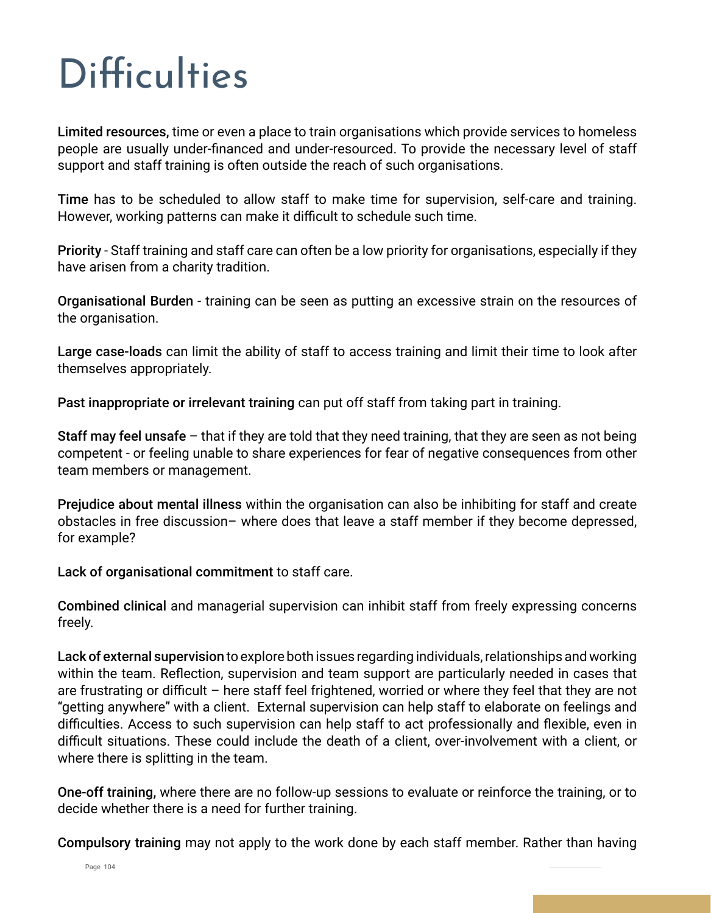# Difficulties

**Limited resources,** time or even a place to train organisations which provide services to homeless people are usually under-financed and under-resourced. To provide the necessary level of staff support and staff training is often outside the reach of such organisations.

**Time** has to be scheduled to allow staff to make time for supervision, self-care and training. However, working patterns can make it difficult to schedule such time.

**Priority** - Staff training and staff care can often be a low priority for organisations, especially if they have arisen from a charity tradition.

**Organisational Burden** - training can be seen as putting an excessive strain on the resources of the organisation.

**Large case-loads** can limit the ability of staff to access training and limit their time to look after themselves appropriately.

**Past inappropriate or irrelevant training** can put off staff from taking part in training.

**Staff may feel unsafe** – that if they are told that they need training, that they are seen as not being competent - or feeling unable to share experiences for fear of negative consequences from other team members or management.

**Prejudice about mental illness** within the organisation can also be inhibiting for staff and create obstacles in free discussion– where does that leave a staff member if they become depressed, for example?

**Lack of organisational commitment** to staff care.

**Combined clinical** and managerial supervision can inhibit staff from freely expressing concerns freely.

**Lack of external supervision** to explore both issues regarding individuals, relationships and working within the team. Reflection, supervision and team support are particularly needed in cases that are frustrating or difficult – here staff feel frightened, worried or where they feel that they are not "getting anywhere" with a client. External supervision can help staff to elaborate on feelings and difficulties. Access to such supervision can help staff to act professionally and flexible, even in difficult situations. These could include the death of a client, over-involvement with a client, or where there is splitting in the team.

**One-off training,** where there are no follow-up sessions to evaluate or reinforce the training, or to decide whether there is a need for further training.

**Compulsory training** may not apply to the work done by each staff member. Rather than having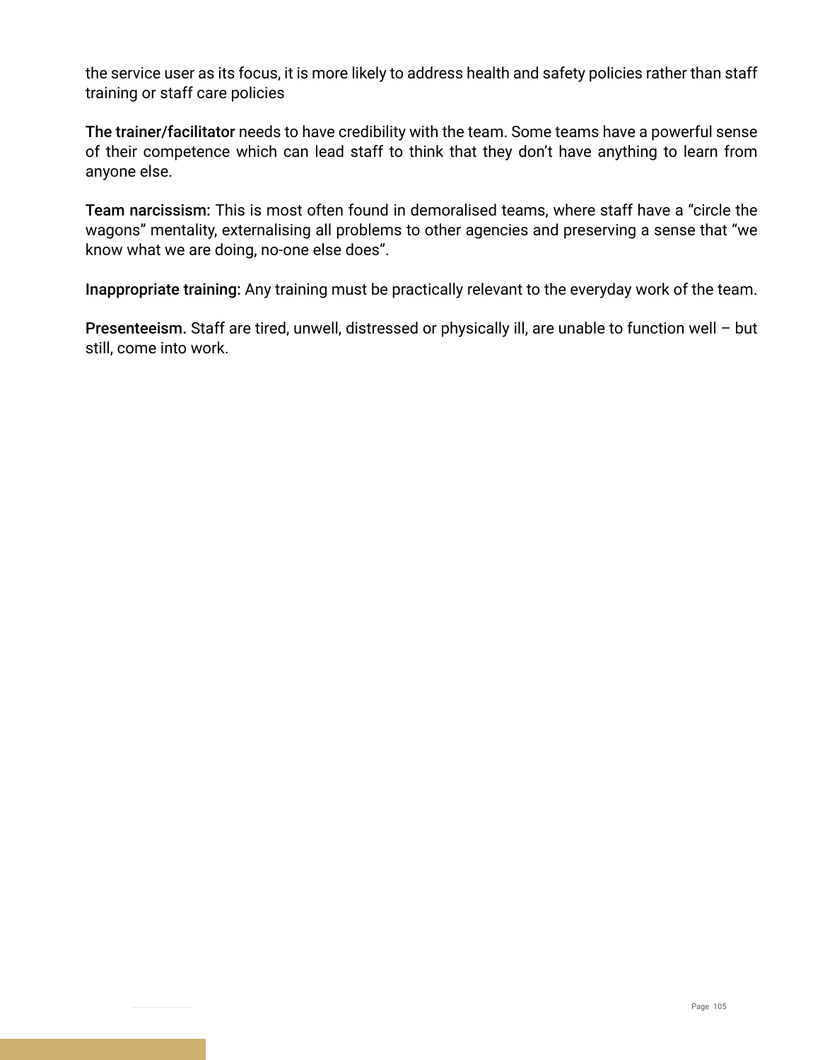the service user as its focus, it is more likely to address health and safety policies rather than staff training or staff care policies

**The trainer/facilitator** needs to have credibility with the team. Some teams have a powerful sense of their competence which can lead staff to think that they don't have anything to learn from anyone else.

**Team narcissism:** This is most often found in demoralised teams, where staff have a "circle the wagons" mentality, externalising all problems to other agencies and preserving a sense that "we know what we are doing, no-one else does".

**Inappropriate training:** Any training must be practically relevant to the everyday work of the team.

**Presenteeism.** Staff are tired, unwell, distressed or physically ill, are unable to function well – but still, come into work.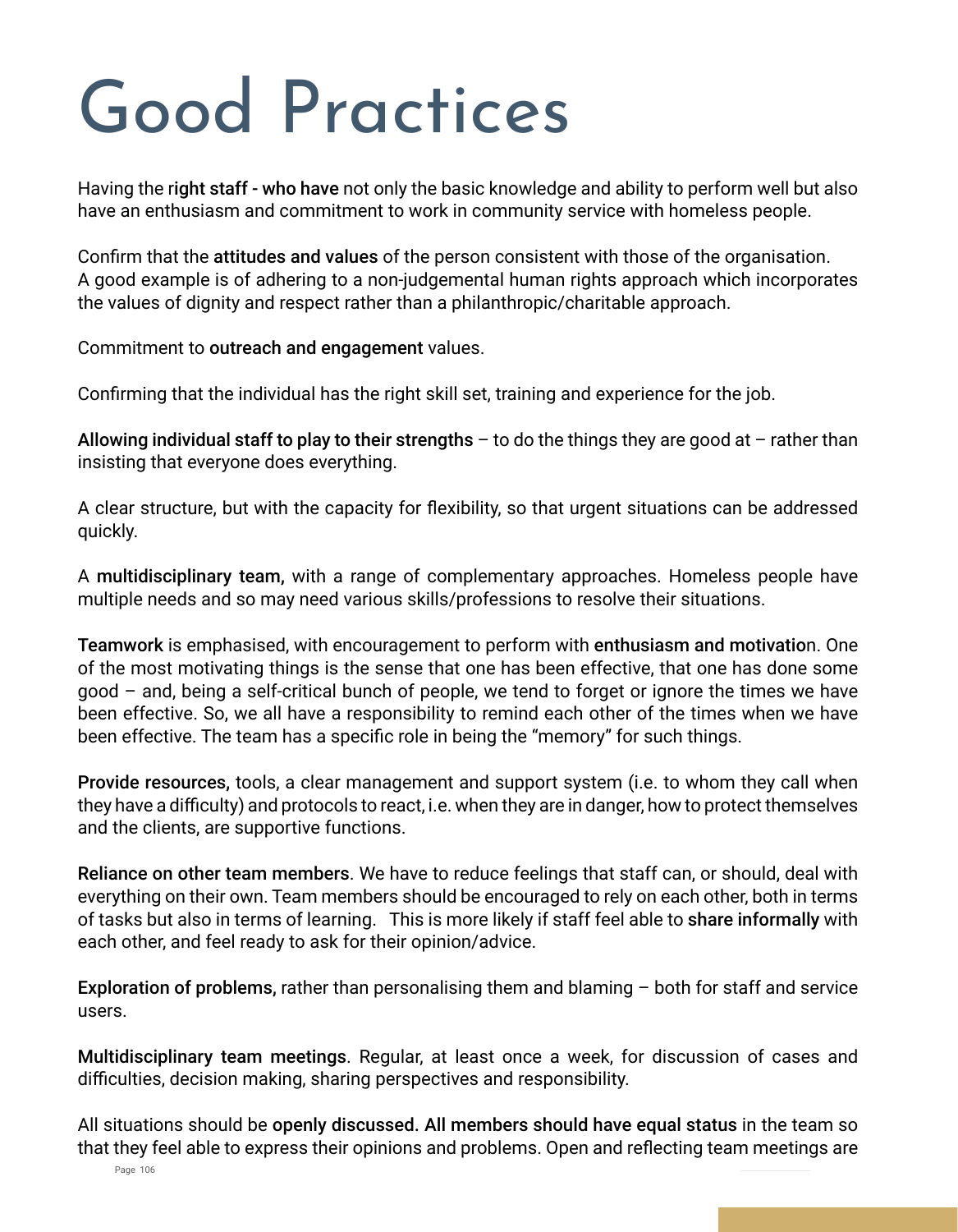# Good Practices

Having the r**ight staff - who have** not only the basic knowledge and ability to perform well but also have an enthusiasm and commitment to work in community service with homeless people.

Confirm that the **attitudes and values** of the person consistent with those of the organisation. A good example is of adhering to a non-judgemental human rights approach which incorporates the values of dignity and respect rather than a philanthropic/charitable approach.

Commitment to **outreach and engagement** values.

Confirming that the individual has the right skill set, training and experience for the job.

**Allowing individual staff to play to their strengths** – to do the things they are good at – rather than insisting that everyone does everything.

A clear structure, but with the capacity for flexibility, so that urgent situations can be addressed quickly.

A **multidisciplinary team,** with a range of complementary approaches. Homeless people have multiple needs and so may need various skills/professions to resolve their situations.

**Teamwork** is emphasised, with encouragement to perform with **enthusiasm and motivatio**n. One of the most motivating things is the sense that one has been effective, that one has done some good – and, being a self-critical bunch of people, we tend to forget or ignore the times we have been effective. So, we all have a responsibility to remind each other of the times when we have been effective. The team has a specific role in being the "memory" for such things.

**Provide resources,** tools, a clear management and support system (i.e. to whom they call when they have a difficulty) and protocols to react, i.e. when they are in danger, how to protect themselves and the clients, are supportive functions.

**Reliance on other team members**. We have to reduce feelings that staff can, or should, deal with everything on their own. Team members should be encouraged to rely on each other, both in terms of tasks but also in terms of learning. This is more likely if staff feel able to **share informally** with each other, and feel ready to ask for their opinion/advice.

**Exploration of problems,** rather than personalising them and blaming – both for staff and service users.

**Multidisciplinary team meetings**. Regular, at least once a week, for discussion of cases and difficulties, decision making, sharing perspectives and responsibility.

All situations should be **openly discussed. All members should have equal status** in the team so that they feel able to express their opinions and problems. Open and reflecting team meetings are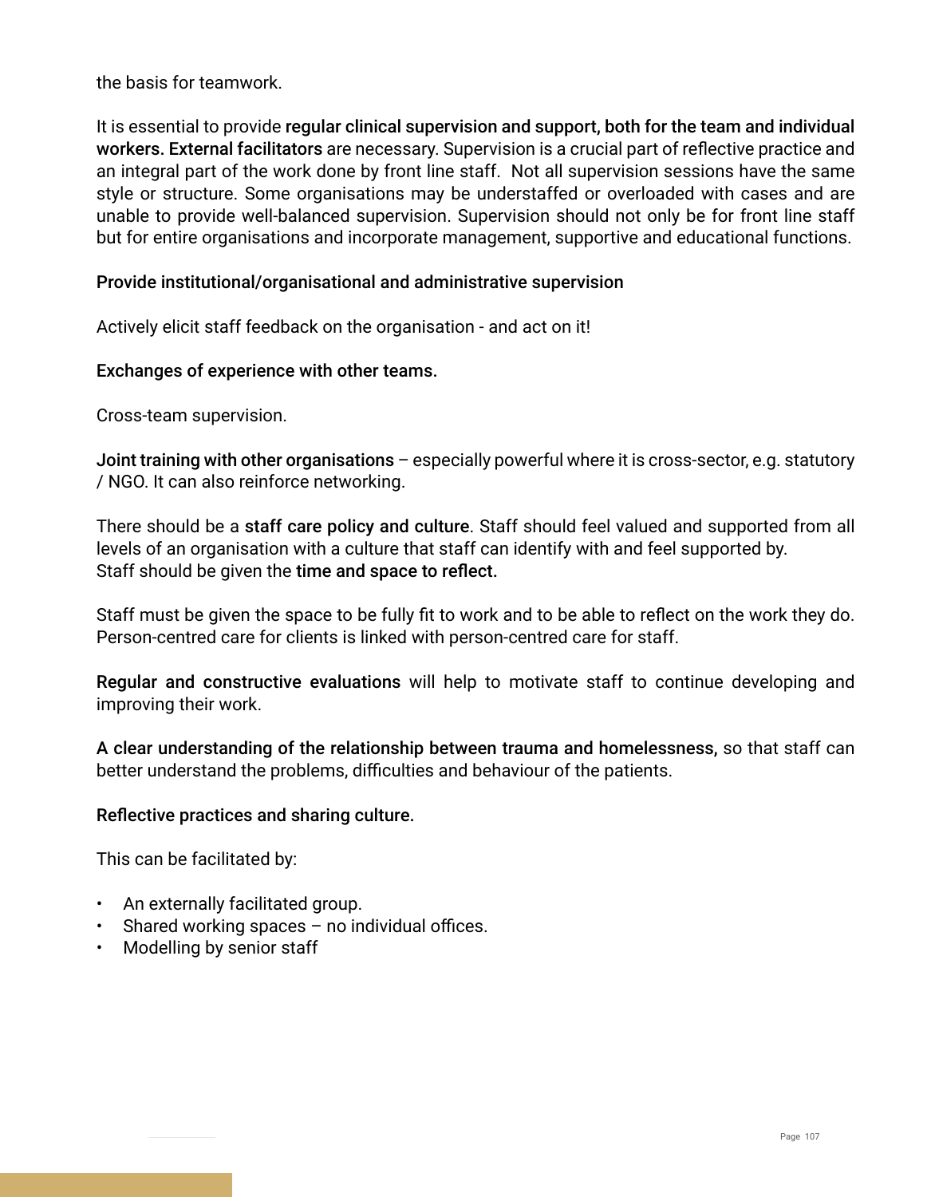the basis for teamwork.

It is essential to provide **regular clinical supervision and support, both for the team and individual workers. External facilitators** are necessary. Supervision is a crucial part of reflective practice and an integral part of the work done by front line staff. Not all supervision sessions have the same style or structure. Some organisations may be understaffed or overloaded with cases and are unable to provide well-balanced supervision. Supervision should not only be for front line staff but for entire organisations and incorporate management, supportive and educational functions.

**Provide institutional/organisational and administrative supervision**

Actively elicit staff feedback on the organisation - and act on it!

**Exchanges of experience with other teams.**

Cross-team supervision.

**Joint training with other organisations** – especially powerful where it is cross-sector, e.g. statutory / NGO. It can also reinforce networking.

There should be a **staff care policy and culture**. Staff should feel valued and supported from all levels of an organisation with a culture that staff can identify with and feel supported by.
Staff should be given the **time and space to reflect.**

Staff must be given the space to be fully fit to work and to be able to reflect on the work they do. Person-centred care for clients is linked with person-centred care for staff.

**Regular and constructive evaluations** will help to motivate staff to continue developing and improving their work.

**A clear understanding of the relationship between trauma and homelessness,** so that staff can better understand the problems, difficulties and behaviour of the patients.

**Reflective practices and sharing culture.**

This can be facilitated by:

- An externally facilitated group.
- Shared working spaces – no individual offices.
- Modelling by senior staff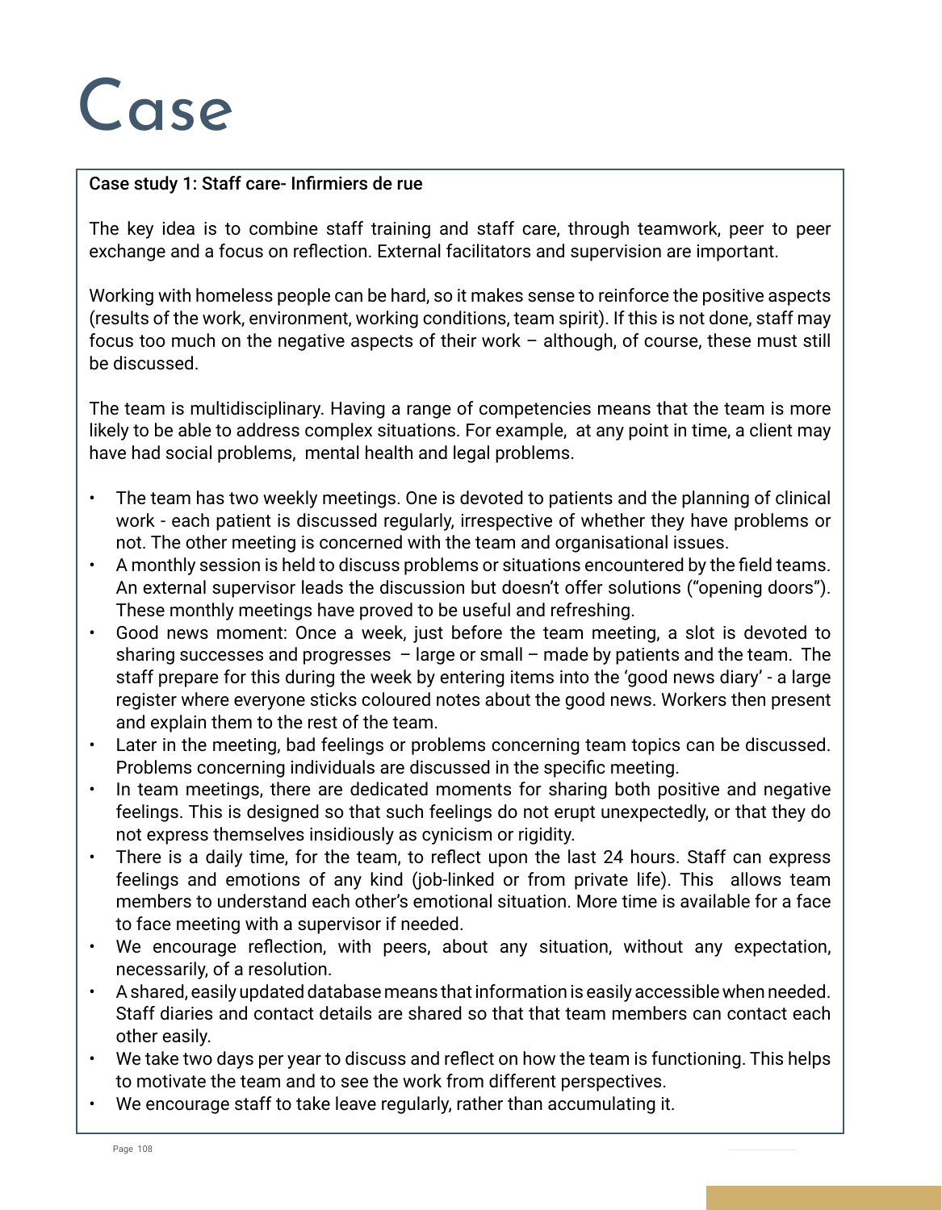# Case

**Case study 1: Staff care- Infirmiers de rue**

The key idea is to combine staff training and staff care, through teamwork, peer to peer exchange and a focus on reflection. External facilitators and supervision are important.

Working with homeless people can be hard, so it makes sense to reinforce the positive aspects (results of the work, environment, working conditions, team spirit). If this is not done, staff may focus too much on the negative aspects of their work – although, of course, these must still be discussed.

The team is multidisciplinary. Having a range of competencies means that the team is more likely to be able to address complex situations. For example, at any point in time, a client may have had social problems, mental health and legal problems.

- The team has two weekly meetings. One is devoted to patients and the planning of clinical work - each patient is discussed regularly, irrespective of whether they have problems or not. The other meeting is concerned with the team and organisational issues.
- A monthly session is held to discuss problems or situations encountered by the field teams. An external supervisor leads the discussion but doesn't offer solutions ("opening doors"). These monthly meetings have proved to be useful and refreshing.
- Good news moment: Once a week, just before the team meeting, a slot is devoted to sharing successes and progresses – large or small – made by patients and the team. The staff prepare for this during the week by entering items into the 'good news diary' - a large register where everyone sticks coloured notes about the good news. Workers then present and explain them to the rest of the team.
- Later in the meeting, bad feelings or problems concerning team topics can be discussed. Problems concerning individuals are discussed in the specific meeting.
- In team meetings, there are dedicated moments for sharing both positive and negative feelings. This is designed so that such feelings do not erupt unexpectedly, or that they do not express themselves insidiously as cynicism or rigidity.
- There is a daily time, for the team, to reflect upon the last 24 hours. Staff can express feelings and emotions of any kind (job-linked or from private life). This allows team members to understand each other's emotional situation. More time is available for a face to face meeting with a supervisor if needed.
- We encourage reflection, with peers, about any situation, without any expectation, necessarily, of a resolution.
- A shared, easily updated database means that information is easily accessible when needed. Staff diaries and contact details are shared so that that team members can contact each other easily.
- We take two days per year to discuss and reflect on how the team is functioning. This helps to motivate the team and to see the work from different perspectives.
- We encourage staff to take leave regularly, rather than accumulating it.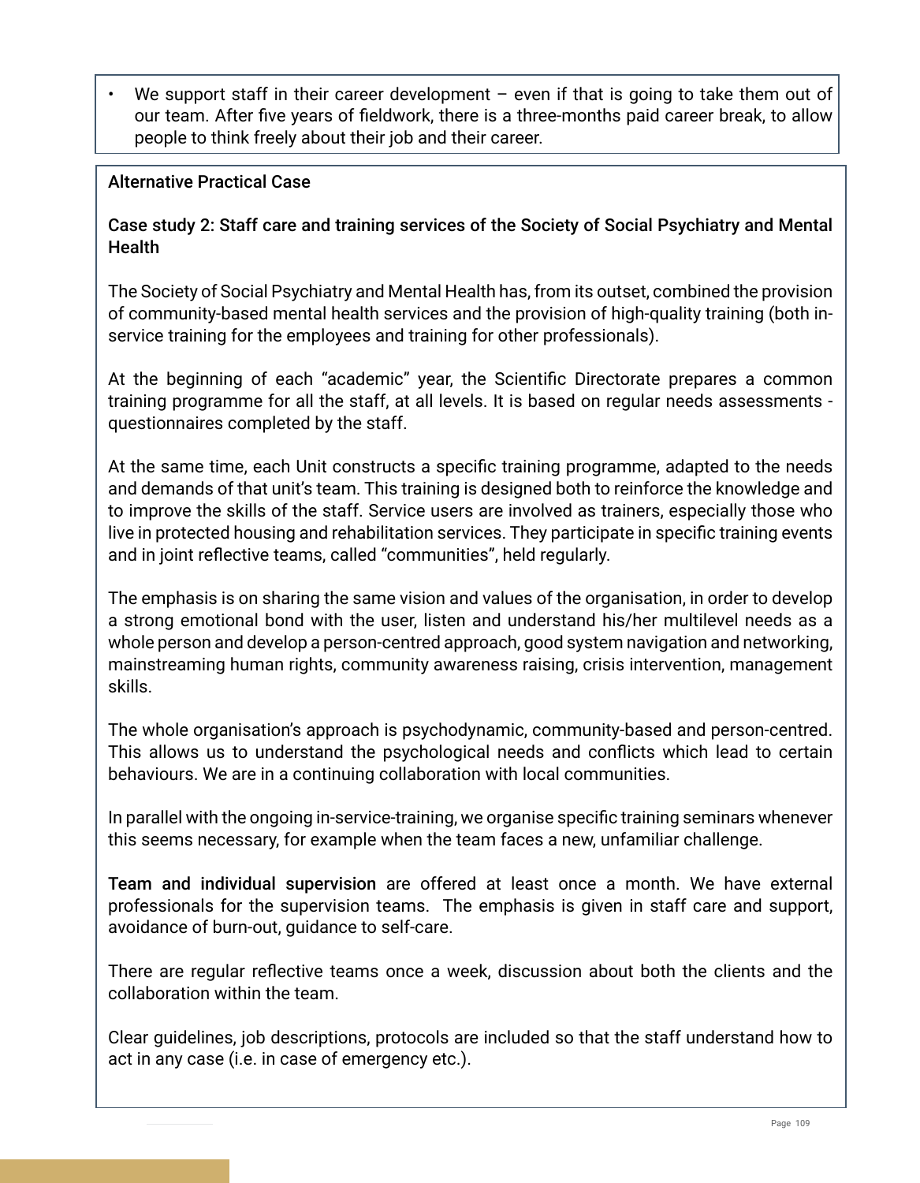- We support staff in their career development – even if that is going to take them out of our team. After five years of fieldwork, there is a three-months paid career break, to allow people to think freely about their job and their career.

Alternative Practical Case

Case study 2: Staff care and training services of the Society of Social Psychiatry and Mental Health

The Society of Social Psychiatry and Mental Health has, from its outset, combined the provision of community-based mental health services and the provision of high-quality training (both in-service training for the employees and training for other professionals).

At the beginning of each "academic" year, the Scientific Directorate prepares a common training programme for all the staff, at all levels. It is based on regular needs assessments - questionnaires completed by the staff.

At the same time, each Unit constructs a specific training programme, adapted to the needs and demands of that unit's team. This training is designed both to reinforce the knowledge and to improve the skills of the staff. Service users are involved as trainers, especially those who live in protected housing and rehabilitation services. They participate in specific training events and in joint reflective teams, called "communities", held regularly.

The emphasis is on sharing the same vision and values of the organisation, in order to develop a strong emotional bond with the user, listen and understand his/her multilevel needs as a whole person and develop a person-centred approach, good system navigation and networking, mainstreaming human rights, community awareness raising, crisis intervention, management skills.

The whole organisation's approach is psychodynamic, community-based and person-centred. This allows us to understand the psychological needs and conflicts which lead to certain behaviours. We are in a continuing collaboration with local communities.

In parallel with the ongoing in-service-training, we organise specific training seminars whenever this seems necessary, for example when the team faces a new, unfamiliar challenge.

**Team and individual supervision** are offered at least once a month. We have external professionals for the supervision teams. The emphasis is given in staff care and support, avoidance of burn-out, guidance to self-care.

There are regular reflective teams once a week, discussion about both the clients and the collaboration within the team.

Clear guidelines, job descriptions, protocols are included so that the staff understand how to act in any case (i.e. in case of emergency etc.).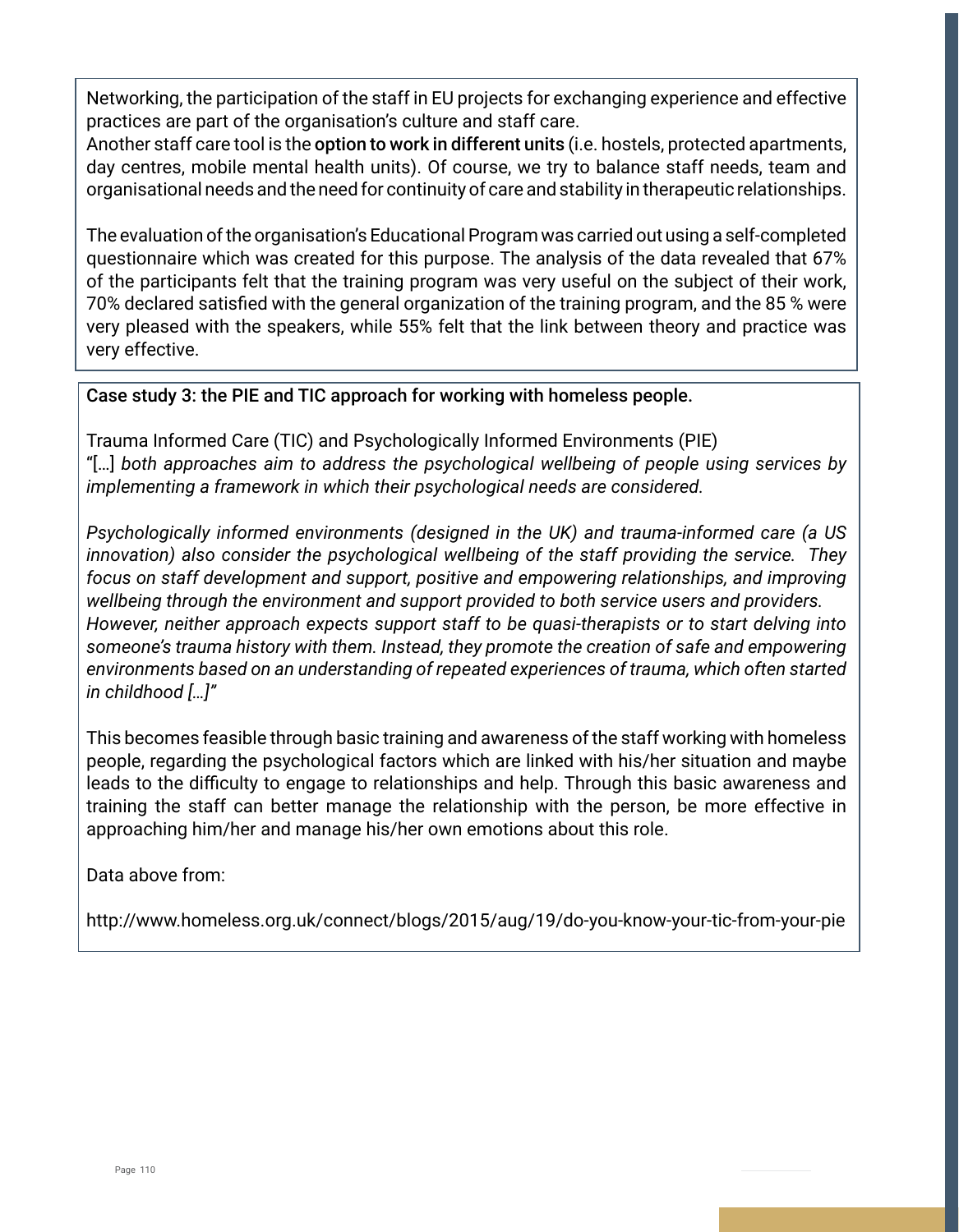Networking, the participation of the staff in EU projects for exchanging experience and effective practices are part of the organisation's culture and staff care.
Another staff care tool is the **option to work in different units** (i.e. hostels, protected apartments, day centres, mobile mental health units). Of course, we try to balance staff needs, team and organisational needs and the need for continuity of care and stability in therapeutic relationships.

The evaluation of the organisation's Educational Program was carried out using a self-completed questionnaire which was created for this purpose. The analysis of the data revealed that 67% of the participants felt that the training program was very useful on the subject of their work, 70% declared satisfied with the general organization of the training program, and the 85 % were very pleased with the speakers, while 55% felt that the link between theory and practice was very effective.

**Case study 3: the PIE and TIC approach for working with homeless people.**

Trauma Informed Care (TIC) and Psychologically Informed Environments (PIE)
"[…] *both approaches aim to address the psychological wellbeing of people using services by implementing a framework in which their psychological needs are considered.*

*Psychologically informed environments (designed in the UK) and trauma-informed care (a US innovation) also consider the psychological wellbeing of the staff providing the service. They focus on staff development and support, positive and empowering relationships, and improving wellbeing through the environment and support provided to both service users and providers. However, neither approach expects support staff to be quasi-therapists or to start delving into someone's trauma history with them. Instead, they promote the creation of safe and empowering environments based on an understanding of repeated experiences of trauma, which often started in childhood […]"*

This becomes feasible through basic training and awareness of the staff working with homeless people, regarding the psychological factors which are linked with his/her situation and maybe leads to the difficulty to engage to relationships and help. Through this basic awareness and training the staff can better manage the relationship with the person, be more effective in approaching him/her and manage his/her own emotions about this role.

Data above from:

http://www.homeless.org.uk/connect/blogs/2015/aug/19/do-you-know-your-tic-from-your-pie